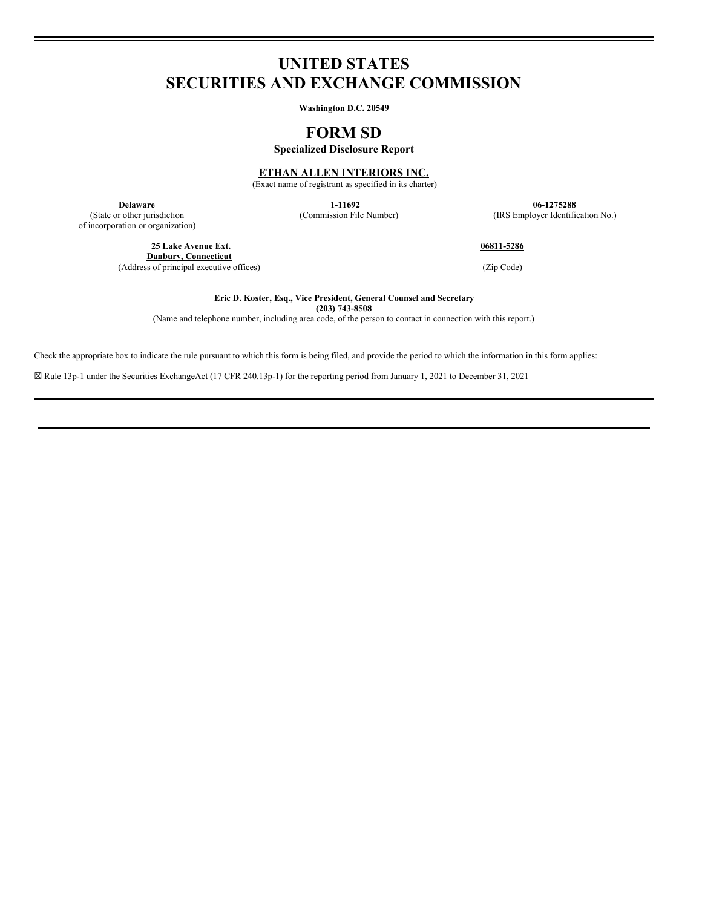# UNITED STATES
# SECURITIES AND EXCHANGE COMMISSION

**Washington D.C. 20549**

# FORM SD

**Specialized Disclosure Report**

**ETHAN ALLEN INTERIORS INC.**

(Exact name of registrant as specified in its charter)

| **Delaware** | **1-11692** | **06-1275288** |
|---|---|---|
| (State or other jurisdiction of incorporation or organization) | (Commission File Number) | (IRS Employer Identification No.) |

| **25 Lake Avenue Ext. Danbury, Connecticut** | **06811-5286** |
|---|---|
| (Address of principal executive offices) | (Zip Code) |

**Eric D. Koster, Esq., Vice President, General Counsel and Secretary**
**(203) 743-8508**
(Name and telephone number, including area code, of the person to contact in connection with this report.)

---

Check the appropriate box to indicate the rule pursuant to which this form is being filed, and provide the period to which the information in this form applies:

☒ Rule 13p-1 under the Securities ExchangeAct (17 CFR 240.13p-1) for the reporting period from January 1, 2021 to December 31, 2021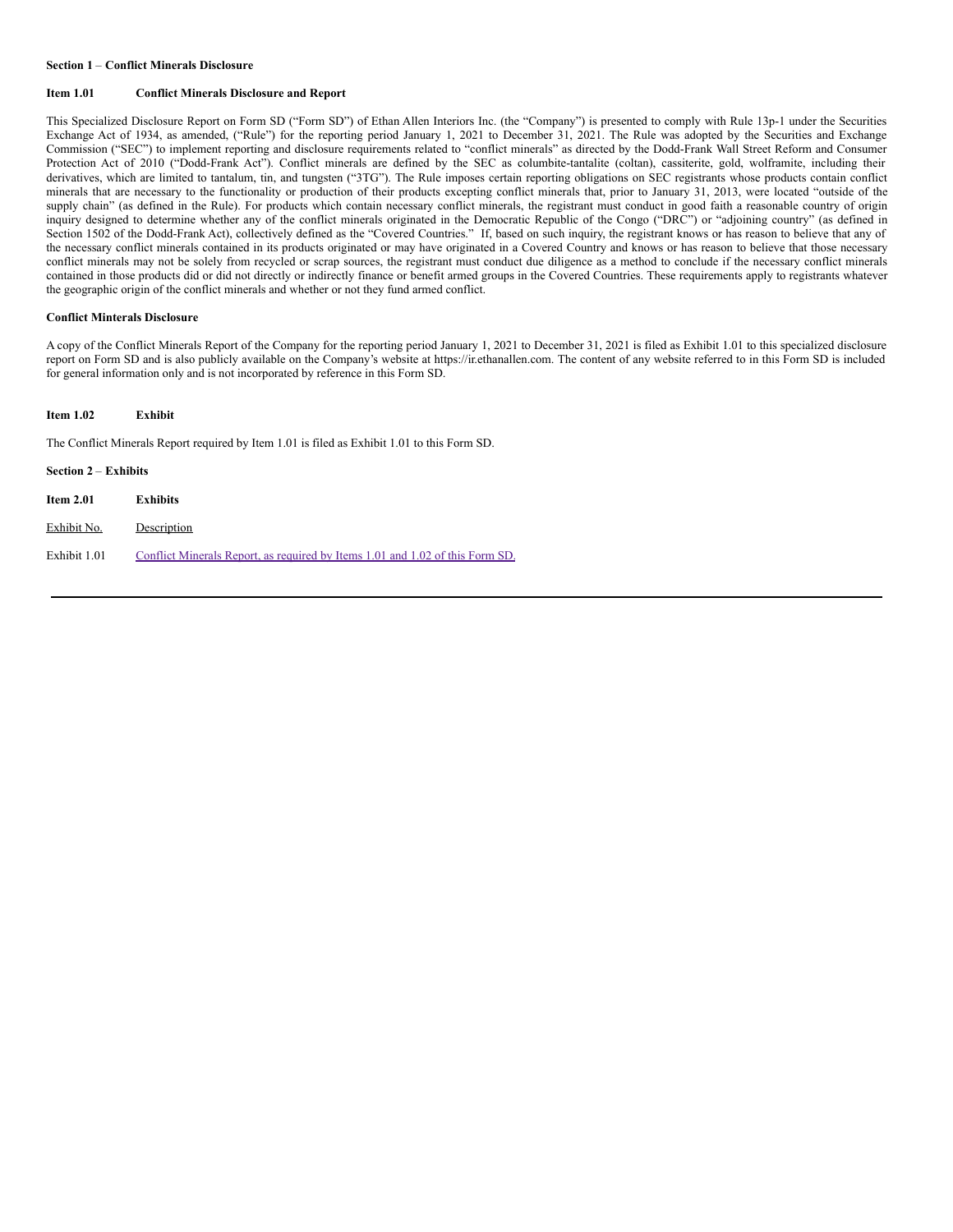**Section 1 – Conflict Minerals Disclosure**

**Item 1.01 Conflict Minerals Disclosure and Report**

This Specialized Disclosure Report on Form SD ("Form SD") of Ethan Allen Interiors Inc. (the "Company") is presented to comply with Rule 13p-1 under the Securities Exchange Act of 1934, as amended, ("Rule") for the reporting period January 1, 2021 to December 31, 2021. The Rule was adopted by the Securities and Exchange Commission ("SEC") to implement reporting and disclosure requirements related to "conflict minerals" as directed by the Dodd-Frank Wall Street Reform and Consumer Protection Act of 2010 ("Dodd-Frank Act"). Conflict minerals are defined by the SEC as columbite-tantalite (coltan), cassiterite, gold, wolframite, including their derivatives, which are limited to tantalum, tin, and tungsten ("3TG"). The Rule imposes certain reporting obligations on SEC registrants whose products contain conflict minerals that are necessary to the functionality or production of their products excepting conflict minerals that, prior to January 31, 2013, were located "outside of the supply chain" (as defined in the Rule). For products which contain necessary conflict minerals, the registrant must conduct in good faith a reasonable country of origin inquiry designed to determine whether any of the conflict minerals originated in the Democratic Republic of the Congo ("DRC") or "adjoining country" (as defined in Section 1502 of the Dodd-Frank Act), collectively defined as the "Covered Countries." If, based on such inquiry, the registrant knows or has reason to believe that any of the necessary conflict minerals contained in its products originated or may have originated in a Covered Country and knows or has reason to believe that those necessary conflict minerals may not be solely from recycled or scrap sources, the registrant must conduct due diligence as a method to conclude if the necessary conflict minerals contained in those products did or did not directly or indirectly finance or benefit armed groups in the Covered Countries. These requirements apply to registrants whatever the geographic origin of the conflict minerals and whether or not they fund armed conflict.

**Conflict Minterals Disclosure**

A copy of the Conflict Minerals Report of the Company for the reporting period January 1, 2021 to December 31, 2021 is filed as Exhibit 1.01 to this specialized disclosure report on Form SD and is also publicly available on the Company's website at https://ir.ethanallen.com. The content of any website referred to in this Form SD is included for general information only and is not incorporated by reference in this Form SD.

**Item 1.02 Exhibit**

The Conflict Minerals Report required by Item 1.01 is filed as Exhibit 1.01 to this Form SD.

**Section 2 – Exhibits**

**Item 2.01 Exhibits**

| Exhibit No. | Description |
|---|---|
| Exhibit 1.01 | Conflict Minerals Report, as required by Items 1.01 and 1.02 of this Form SD. |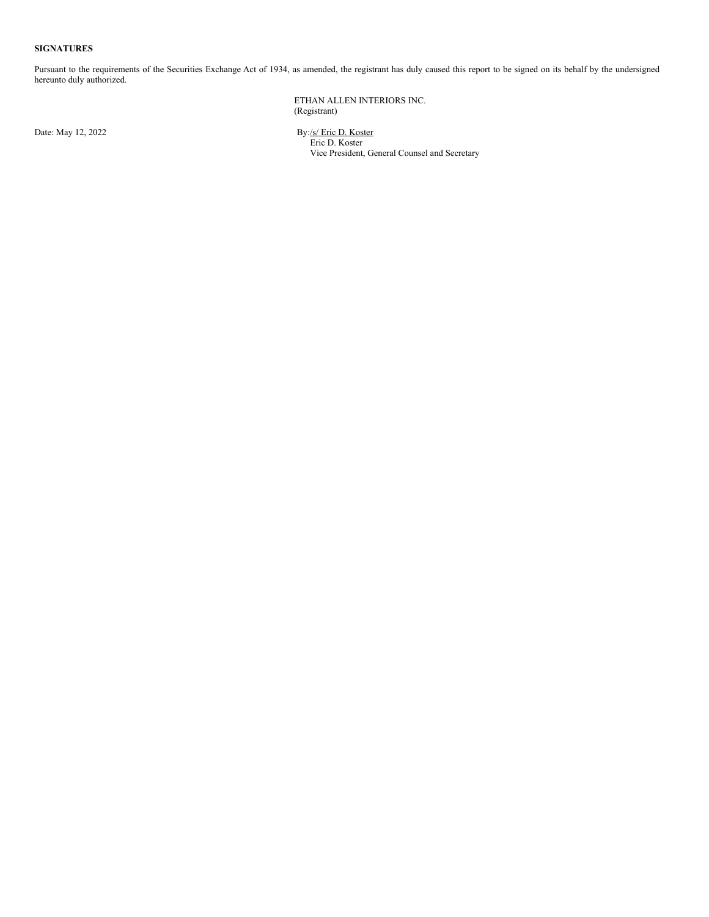**SIGNATURES**

Pursuant to the requirements of the Securities Exchange Act of 1934, as amended, the registrant has duly caused this report to be signed on its behalf by the undersigned hereunto duly authorized.

ETHAN ALLEN INTERIORS INC.
(Registrant)

Date: May 12, 2022

By: /s/ Eric D. Koster
Eric D. Koster
Vice President, General Counsel and Secretary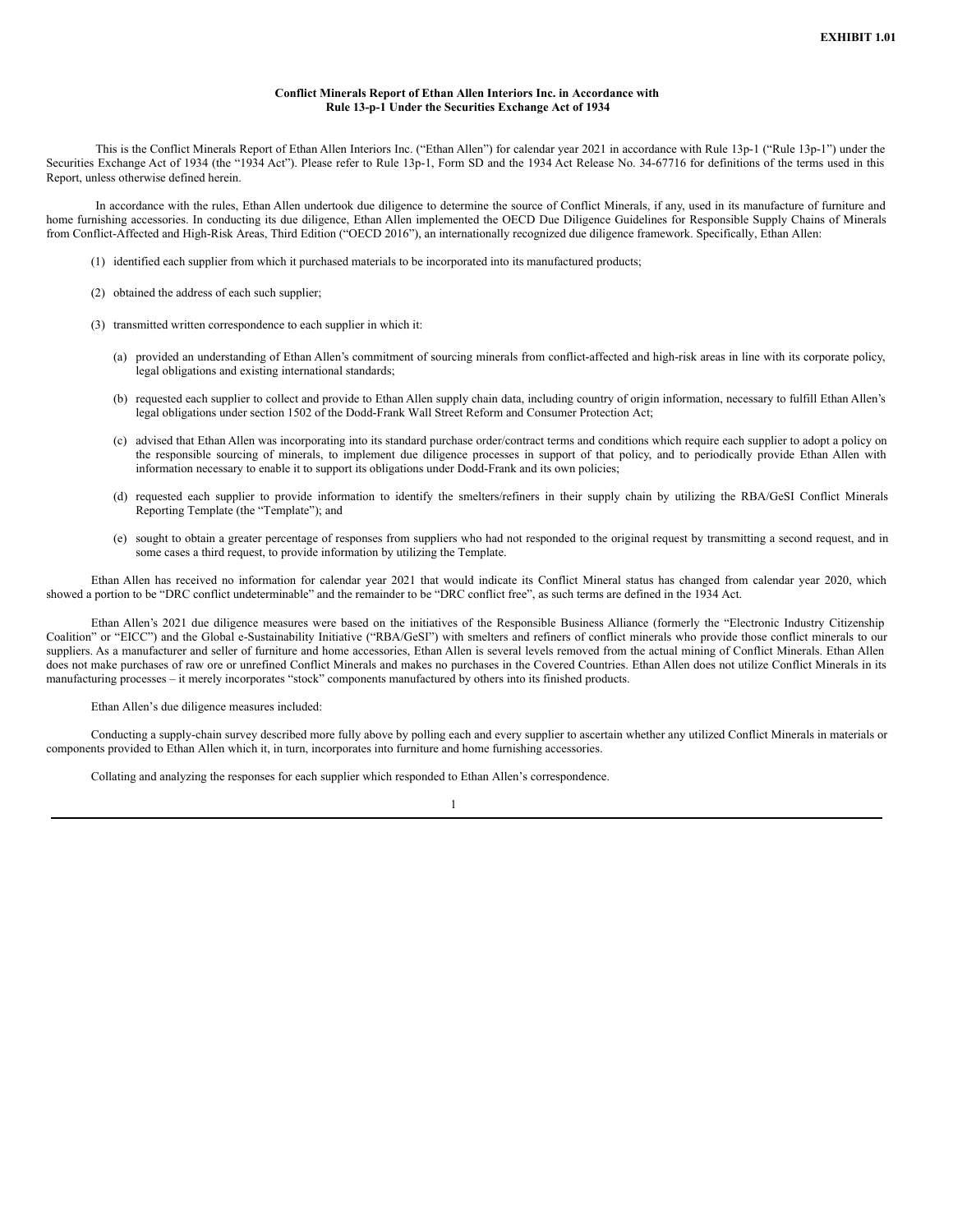**EXHIBIT 1.01**

**Conflict Minerals Report of Ethan Allen Interiors Inc. in Accordance with Rule 13-p-1 Under the Securities Exchange Act of 1934**

This is the Conflict Minerals Report of Ethan Allen Interiors Inc. ("Ethan Allen") for calendar year 2021 in accordance with Rule 13p-1 ("Rule 13p-1") under the Securities Exchange Act of 1934 (the "1934 Act"). Please refer to Rule 13p-1, Form SD and the 1934 Act Release No. 34-67716 for definitions of the terms used in this Report, unless otherwise defined herein.

In accordance with the rules, Ethan Allen undertook due diligence to determine the source of Conflict Minerals, if any, used in its manufacture of furniture and home furnishing accessories. In conducting its due diligence, Ethan Allen implemented the OECD Due Diligence Guidelines for Responsible Supply Chains of Minerals from Conflict-Affected and High-Risk Areas, Third Edition ("OECD 2016"), an internationally recognized due diligence framework. Specifically, Ethan Allen:

(1) identified each supplier from which it purchased materials to be incorporated into its manufactured products;

(2) obtained the address of each such supplier;

(3) transmitted written correspondence to each supplier in which it:

(a) provided an understanding of Ethan Allen's commitment of sourcing minerals from conflict-affected and high-risk areas in line with its corporate policy, legal obligations and existing international standards;

(b) requested each supplier to collect and provide to Ethan Allen supply chain data, including country of origin information, necessary to fulfill Ethan Allen's legal obligations under section 1502 of the Dodd-Frank Wall Street Reform and Consumer Protection Act;

(c) advised that Ethan Allen was incorporating into its standard purchase order/contract terms and conditions which require each supplier to adopt a policy on the responsible sourcing of minerals, to implement due diligence processes in support of that policy, and to periodically provide Ethan Allen with information necessary to enable it to support its obligations under Dodd-Frank and its own policies;

(d) requested each supplier to provide information to identify the smelters/refiners in their supply chain by utilizing the RBA/GeSI Conflict Minerals Reporting Template (the "Template"); and

(e) sought to obtain a greater percentage of responses from suppliers who had not responded to the original request by transmitting a second request, and in some cases a third request, to provide information by utilizing the Template.

Ethan Allen has received no information for calendar year 2021 that would indicate its Conflict Mineral status has changed from calendar year 2020, which showed a portion to be "DRC conflict undeterminable" and the remainder to be "DRC conflict free", as such terms are defined in the 1934 Act.

Ethan Allen's 2021 due diligence measures were based on the initiatives of the Responsible Business Alliance (formerly the "Electronic Industry Citizenship Coalition" or "EICC") and the Global e-Sustainability Initiative ("RBA/GeSI") with smelters and refiners of conflict minerals who provide those conflict minerals to our suppliers. As a manufacturer and seller of furniture and home accessories, Ethan Allen is several levels removed from the actual mining of Conflict Minerals. Ethan Allen does not make purchases of raw ore or unrefined Conflict Minerals and makes no purchases in the Covered Countries. Ethan Allen does not utilize Conflict Minerals in its manufacturing processes – it merely incorporates "stock" components manufactured by others into its finished products.

Ethan Allen's due diligence measures included:

Conducting a supply-chain survey described more fully above by polling each and every supplier to ascertain whether any utilized Conflict Minerals in materials or components provided to Ethan Allen which it, in turn, incorporates into furniture and home furnishing accessories.

Collating and analyzing the responses for each supplier which responded to Ethan Allen's correspondence.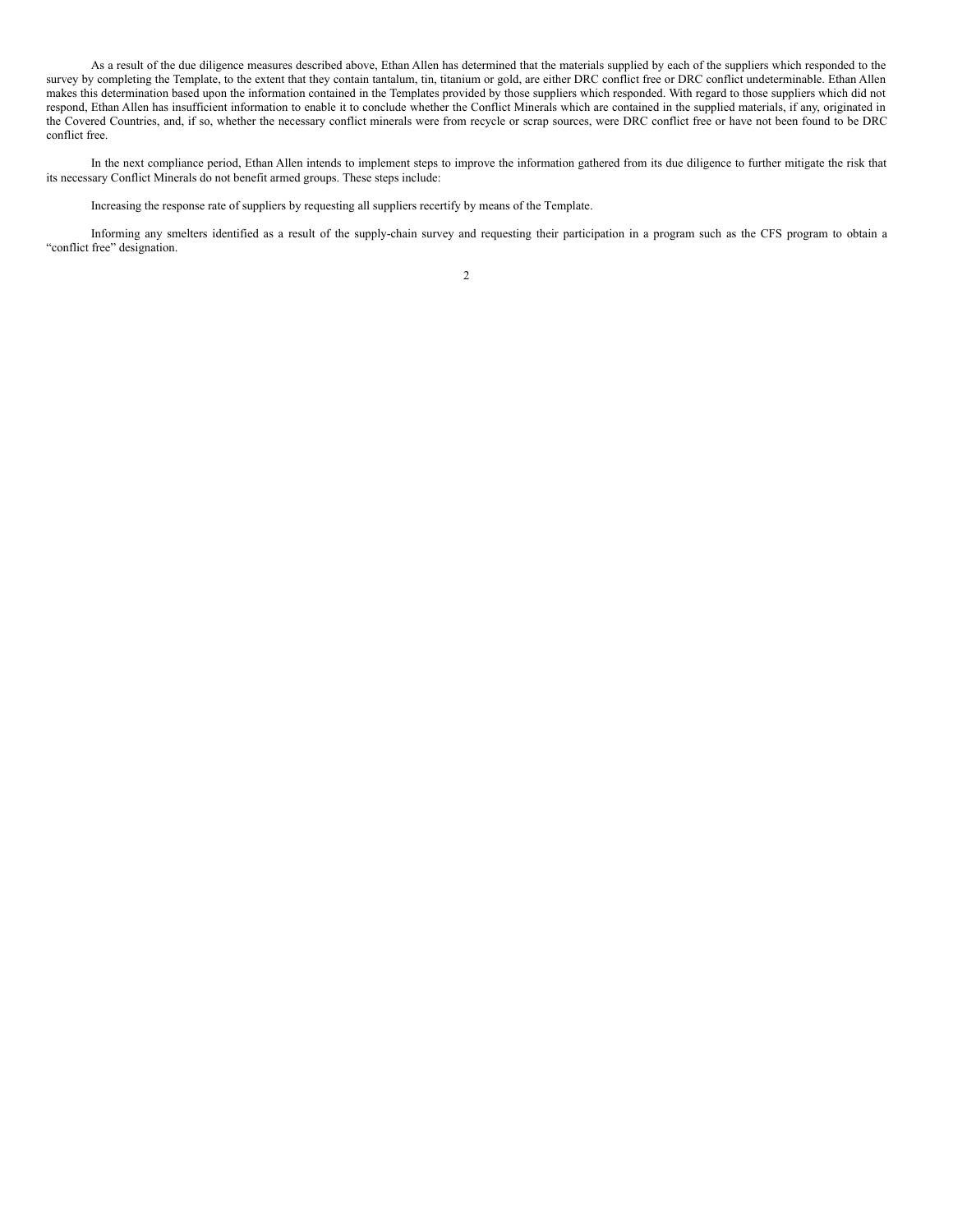As a result of the due diligence measures described above, Ethan Allen has determined that the materials supplied by each of the suppliers which responded to the survey by completing the Template, to the extent that they contain tantalum, tin, titanium or gold, are either DRC conflict free or DRC conflict undeterminable. Ethan Allen makes this determination based upon the information contained in the Templates provided by those suppliers which responded. With regard to those suppliers which did not respond, Ethan Allen has insufficient information to enable it to conclude whether the Conflict Minerals which are contained in the supplied materials, if any, originated in the Covered Countries, and, if so, whether the necessary conflict minerals were from recycle or scrap sources, were DRC conflict free or have not been found to be DRC conflict free.

In the next compliance period, Ethan Allen intends to implement steps to improve the information gathered from its due diligence to further mitigate the risk that its necessary Conflict Minerals do not benefit armed groups. These steps include:

Increasing the response rate of suppliers by requesting all suppliers recertify by means of the Template.

Informing any smelters identified as a result of the supply-chain survey and requesting their participation in a program such as the CFS program to obtain a "conflict free" designation.